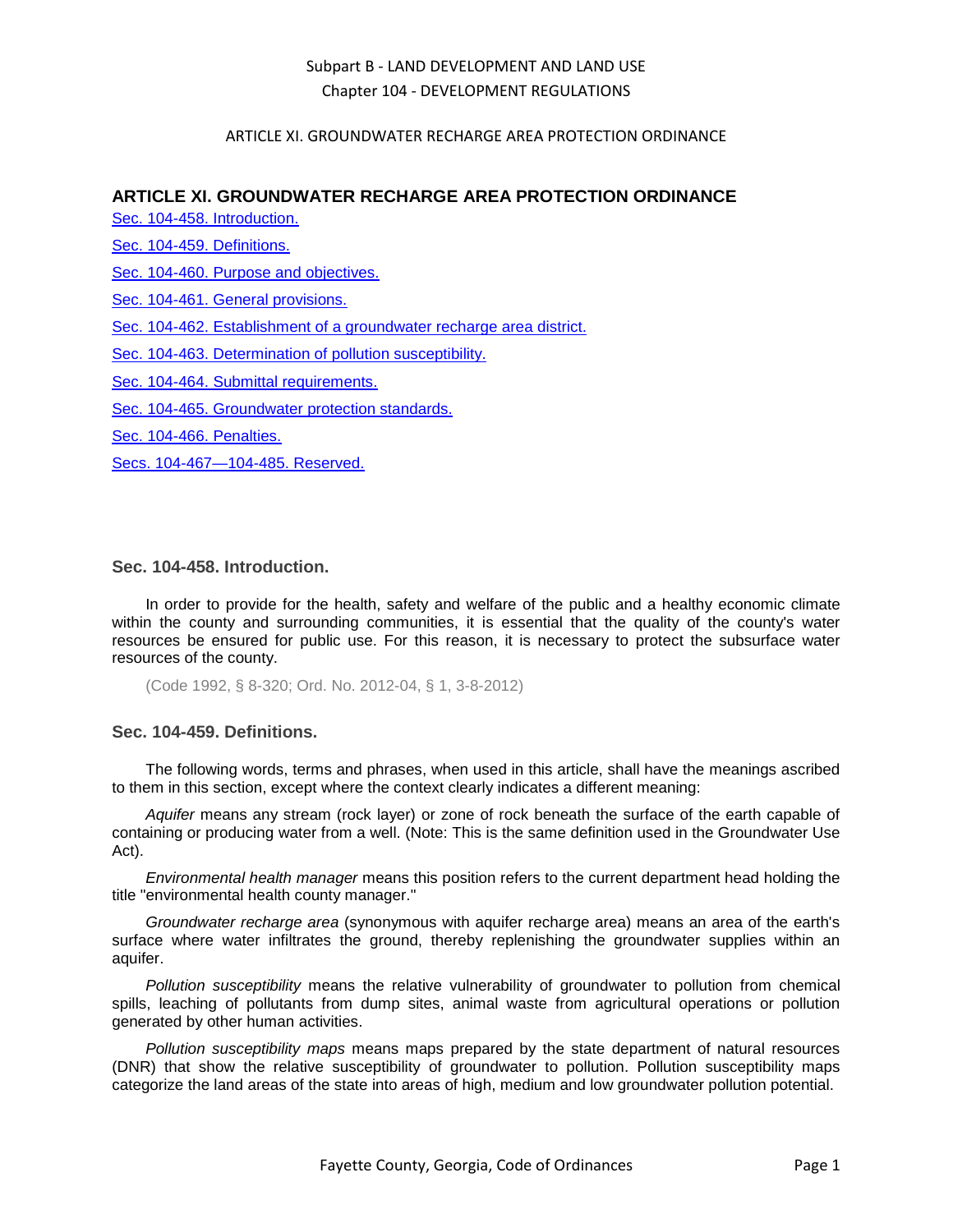# ARTICLE XI. GROUNDWATER RECHARGE AREA PROTECTION ORDINANCE

Sec. 104-458. Introduction.

Sec. 104-459. Definitions.

Sec. 104-460. Purpose and objectives.

Sec. 104-461. General provisions.

Sec. 104-462. Establishment of a groundwater recharge area district.

Sec. 104-463. Determination of pollution susceptibility.

Sec. 104-464. Submittal requirements.

Sec. 104-465. Groundwater protection standards.

Sec. 104-466. Penalties.

Secs. 104-467—104-485. Reserved.

### Sec. 104-458. Introduction.

In order to provide for the health, safety and welfare of the public and a healthy economic climate within the county and surrounding communities, it is essential that the quality of the county's water resources be ensured for public use. For this reason, it is necessary to protect the subsurface water resources of the county.

(Code 1992, § 8-320; Ord. No. 2012-04, § 1, 3-8-2012)

### Sec. 104-459. Definitions.

The following words, terms and phrases, when used in this article, shall have the meanings ascribed to them in this section, except where the context clearly indicates a different meaning:

*Aquifer* means any stream (rock layer) or zone of rock beneath the surface of the earth capable of containing or producing water from a well. (Note: This is the same definition used in the Groundwater Use Act).

*Environmental health manager* means this position refers to the current department head holding the title "environmental health county manager."

*Groundwater recharge area* (synonymous with aquifer recharge area) means an area of the earth's surface where water infiltrates the ground, thereby replenishing the groundwater supplies within an aquifer.

*Pollution susceptibility* means the relative vulnerability of groundwater to pollution from chemical spills, leaching of pollutants from dump sites, animal waste from agricultural operations or pollution generated by other human activities.

*Pollution susceptibility maps* means maps prepared by the state department of natural resources (DNR) that show the relative susceptibility of groundwater to pollution. Pollution susceptibility maps categorize the land areas of the state into areas of high, medium and low groundwater pollution potential.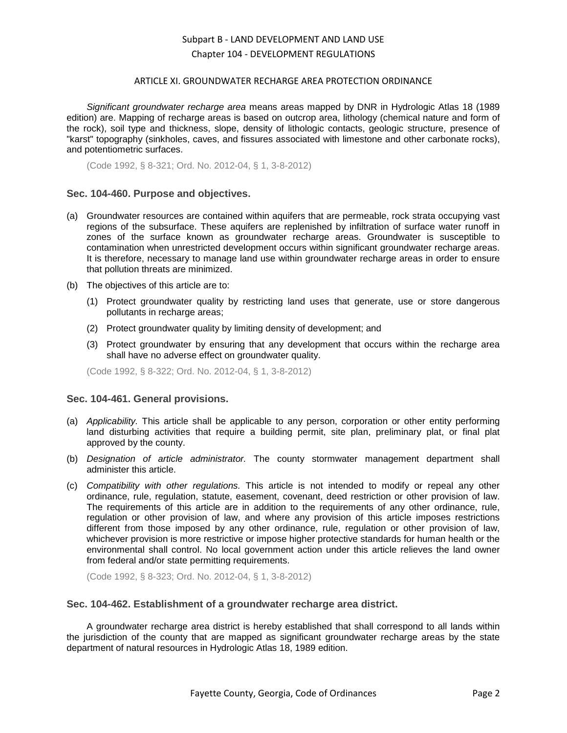*Significant groundwater recharge area* means areas mapped by DNR in Hydrologic Atlas 18 (1989 edition) are. Mapping of recharge areas is based on outcrop area, lithology (chemical nature and form of the rock), soil type and thickness, slope, density of lithologic contacts, geologic structure, presence of "karst" topography (sinkholes, caves, and fissures associated with limestone and other carbonate rocks), and potentiometric surfaces.

(Code 1992, § 8-321; Ord. No. 2012-04, § 1, 3-8-2012)

### Sec. 104-460. Purpose and objectives.

(a) Groundwater resources are contained within aquifers that are permeable, rock strata occupying vast regions of the subsurface. These aquifers are replenished by infiltration of surface water runoff in zones of the surface known as groundwater recharge areas. Groundwater is susceptible to contamination when unrestricted development occurs within significant groundwater recharge areas. It is therefore, necessary to manage land use within groundwater recharge areas in order to ensure that pollution threats are minimized.

(b) The objectives of this article are to:

 (1) Protect groundwater quality by restricting land uses that generate, use or store dangerous pollutants in recharge areas;

 (2) Protect groundwater quality by limiting density of development; and

 (3) Protect groundwater by ensuring that any development that occurs within the recharge area shall have no adverse effect on groundwater quality.

(Code 1992, § 8-322; Ord. No. 2012-04, § 1, 3-8-2012)

### Sec. 104-461. General provisions.

(a) *Applicability.* This article shall be applicable to any person, corporation or other entity performing land disturbing activities that require a building permit, site plan, preliminary plat, or final plat approved by the county.

(b) *Designation of article administrator.* The county stormwater management department shall administer this article.

(c) *Compatibility with other regulations.* This article is not intended to modify or repeal any other ordinance, rule, regulation, statute, easement, covenant, deed restriction or other provision of law. The requirements of this article are in addition to the requirements of any other ordinance, rule, regulation or other provision of law, and where any provision of this article imposes restrictions different from those imposed by any other ordinance, rule, regulation or other provision of law, whichever provision is more restrictive or impose higher protective standards for human health or the environmental shall control. No local government action under this article relieves the land owner from federal and/or state permitting requirements.

(Code 1992, § 8-323; Ord. No. 2012-04, § 1, 3-8-2012)

### Sec. 104-462. Establishment of a groundwater recharge area district.

A groundwater recharge area district is hereby established that shall correspond to all lands within the jurisdiction of the county that are mapped as significant groundwater recharge areas by the state department of natural resources in Hydrologic Atlas 18, 1989 edition.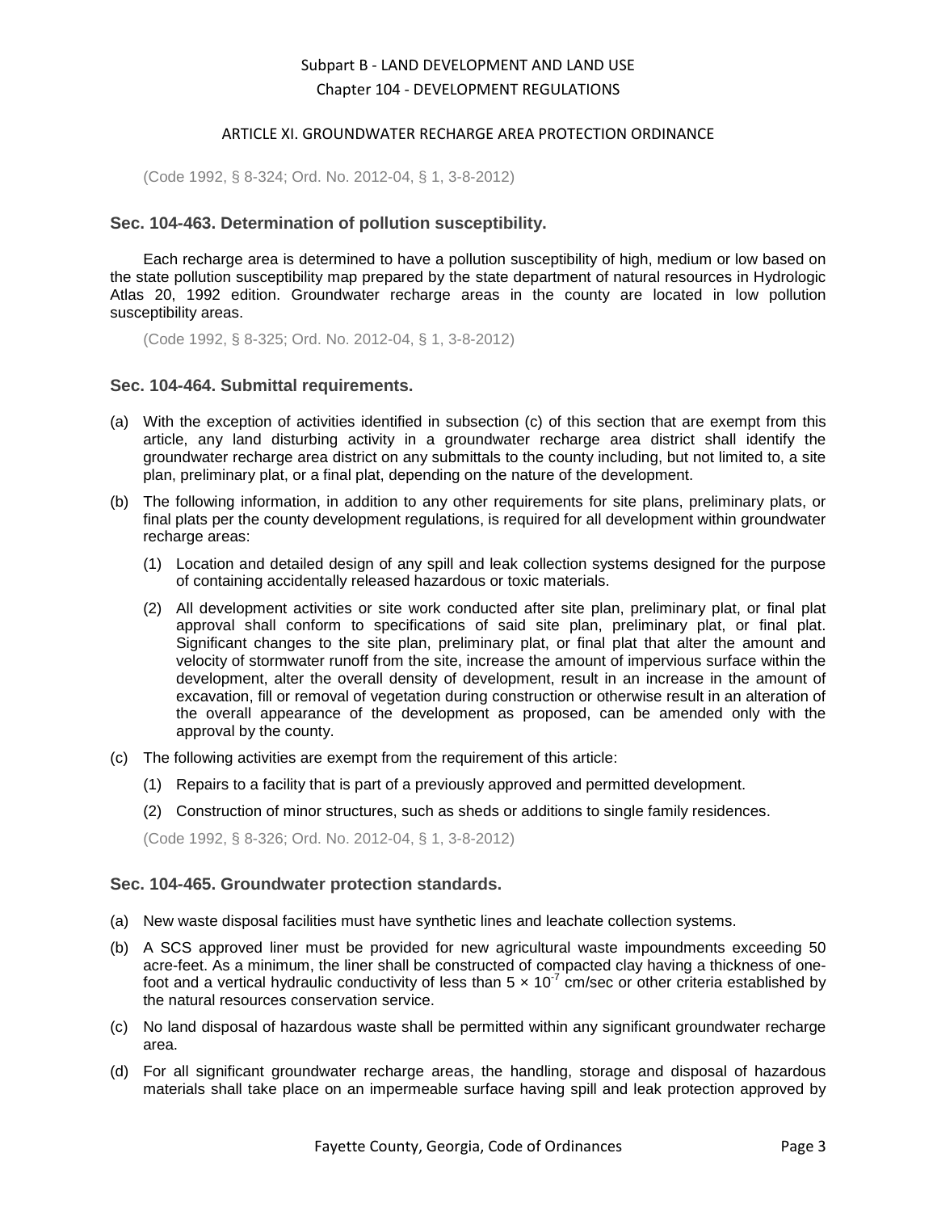(Code 1992, § 8-324; Ord. No. 2012-04, § 1, 3-8-2012)

### Sec. 104-463. Determination of pollution susceptibility.

Each recharge area is determined to have a pollution susceptibility of high, medium or low based on the state pollution susceptibility map prepared by the state department of natural resources in Hydrologic Atlas 20, 1992 edition. Groundwater recharge areas in the county are located in low pollution susceptibility areas.

(Code 1992, § 8-325; Ord. No. 2012-04, § 1, 3-8-2012)

### Sec. 104-464. Submittal requirements.

(a) With the exception of activities identified in subsection (c) of this section that are exempt from this article, any land disturbing activity in a groundwater recharge area district shall identify the groundwater recharge area district on any submittals to the county including, but not limited to, a site plan, preliminary plat, or a final plat, depending on the nature of the development.

(b) The following information, in addition to any other requirements for site plans, preliminary plats, or final plats per the county development regulations, is required for all development within groundwater recharge areas:

   (1) Location and detailed design of any spill and leak collection systems designed for the purpose of containing accidentally released hazardous or toxic materials.

   (2) All development activities or site work conducted after site plan, preliminary plat, or final plat approval shall conform to specifications of said site plan, preliminary plat, or final plat. Significant changes to the site plan, preliminary plat, or final plat that alter the amount and velocity of stormwater runoff from the site, increase the amount of impervious surface within the development, alter the overall density of development, result in an increase in the amount of excavation, fill or removal of vegetation during construction or otherwise result in an alteration of the overall appearance of the development as proposed, can be amended only with the approval by the county.

(c) The following activities are exempt from the requirement of this article:

   (1) Repairs to a facility that is part of a previously approved and permitted development.

   (2) Construction of minor structures, such as sheds or additions to single family residences.

(Code 1992, § 8-326; Ord. No. 2012-04, § 1, 3-8-2012)

### Sec. 104-465. Groundwater protection standards.

(a) New waste disposal facilities must have synthetic lines and leachate collection systems.

(b) A SCS approved liner must be provided for new agricultural waste impoundments exceeding 50 acre-feet. As a minimum, the liner shall be constructed of compacted clay having a thickness of one-foot and a vertical hydraulic conductivity of less than $5 \times 10^{-7}$ cm/sec or other criteria established by the natural resources conservation service.

(c) No land disposal of hazardous waste shall be permitted within any significant groundwater recharge area.

(d) For all significant groundwater recharge areas, the handling, storage and disposal of hazardous materials shall take place on an impermeable surface having spill and leak protection approved by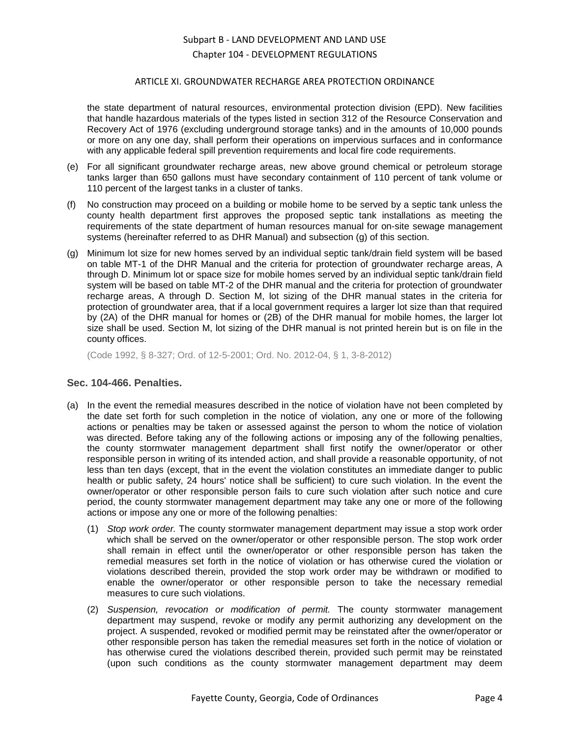the state department of natural resources, environmental protection division (EPD). New facilities that handle hazardous materials of the types listed in section 312 of the Resource Conservation and Recovery Act of 1976 (excluding underground storage tanks) and in the amounts of 10,000 pounds or more on any one day, shall perform their operations on impervious surfaces and in conformance with any applicable federal spill prevention requirements and local fire code requirements.

(e) For all significant groundwater recharge areas, new above ground chemical or petroleum storage tanks larger than 650 gallons must have secondary containment of 110 percent of tank volume or 110 percent of the largest tanks in a cluster of tanks.

(f) No construction may proceed on a building or mobile home to be served by a septic tank unless the county health department first approves the proposed septic tank installations as meeting the requirements of the state department of human resources manual for on-site sewage management systems (hereinafter referred to as DHR Manual) and subsection (g) of this section.

(g) Minimum lot size for new homes served by an individual septic tank/drain field system will be based on table MT-1 of the DHR Manual and the criteria for protection of groundwater recharge areas, A through D. Minimum lot or space size for mobile homes served by an individual septic tank/drain field system will be based on table MT-2 of the DHR manual and the criteria for protection of groundwater recharge areas, A through D. Section M, lot sizing of the DHR manual states in the criteria for protection of groundwater area, that if a local government requires a larger lot size than that required by (2A) of the DHR manual for homes or (2B) of the DHR manual for mobile homes, the larger lot size shall be used. Section M, lot sizing of the DHR manual is not printed herein but is on file in the county offices.

(Code 1992, § 8-327; Ord. of 12-5-2001; Ord. No. 2012-04, § 1, 3-8-2012)

### Sec. 104-466. Penalties.

(a) In the event the remedial measures described in the notice of violation have not been completed by the date set forth for such completion in the notice of violation, any one or more of the following actions or penalties may be taken or assessed against the person to whom the notice of violation was directed. Before taking any of the following actions or imposing any of the following penalties, the county stormwater management department shall first notify the owner/operator or other responsible person in writing of its intended action, and shall provide a reasonable opportunity, of not less than ten days (except, that in the event the violation constitutes an immediate danger to public health or public safety, 24 hours' notice shall be sufficient) to cure such violation. In the event the owner/operator or other responsible person fails to cure such violation after such notice and cure period, the county stormwater management department may take any one or more of the following actions or impose any one or more of the following penalties:

(1) *Stop work order.* The county stormwater management department may issue a stop work order which shall be served on the owner/operator or other responsible person. The stop work order shall remain in effect until the owner/operator or other responsible person has taken the remedial measures set forth in the notice of violation or has otherwise cured the violation or violations described therein, provided the stop work order may be withdrawn or modified to enable the owner/operator or other responsible person to take the necessary remedial measures to cure such violations.

(2) *Suspension, revocation or modification of permit.* The county stormwater management department may suspend, revoke or modify any permit authorizing any development on the project. A suspended, revoked or modified permit may be reinstated after the owner/operator or other responsible person has taken the remedial measures set forth in the notice of violation or has otherwise cured the violations described therein, provided such permit may be reinstated (upon such conditions as the county stormwater management department may deem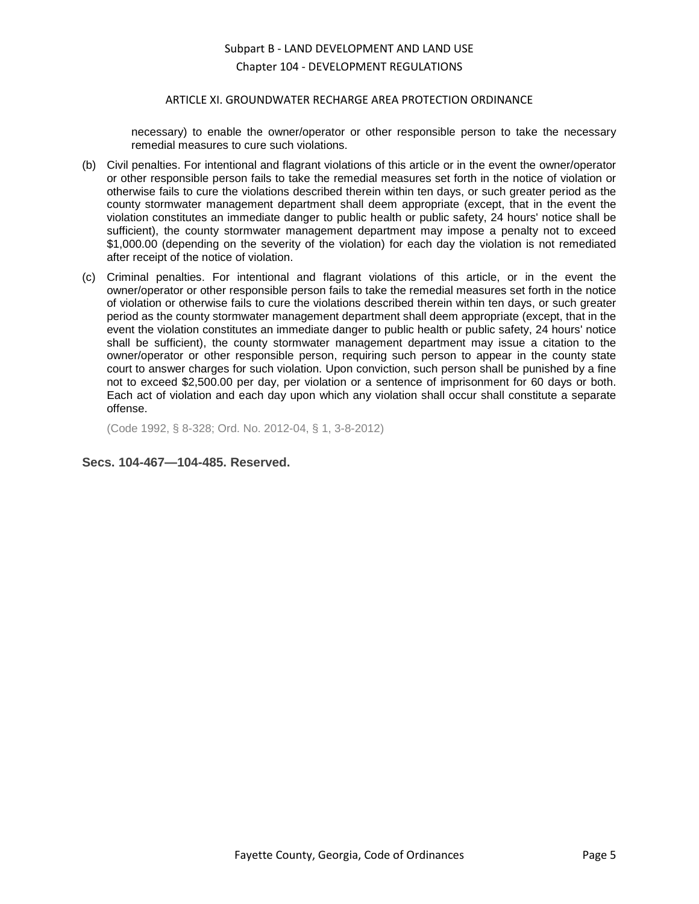necessary) to enable the owner/operator or other responsible person to take the necessary remedial measures to cure such violations.

(b) Civil penalties. For intentional and flagrant violations of this article or in the event the owner/operator or other responsible person fails to take the remedial measures set forth in the notice of violation or otherwise fails to cure the violations described therein within ten days, or such greater period as the county stormwater management department shall deem appropriate (except, that in the event the violation constitutes an immediate danger to public health or public safety, 24 hours' notice shall be sufficient), the county stormwater management department may impose a penalty not to exceed $1,000.00 (depending on the severity of the violation) for each day the violation is not remediated after receipt of the notice of violation.

(c) Criminal penalties. For intentional and flagrant violations of this article, or in the event the owner/operator or other responsible person fails to take the remedial measures set forth in the notice of violation or otherwise fails to cure the violations described therein within ten days, or such greater period as the county stormwater management department shall deem appropriate (except, that in the event the violation constitutes an immediate danger to public health or public safety, 24 hours' notice shall be sufficient), the county stormwater management department may issue a citation to the owner/operator or other responsible person, requiring such person to appear in the county state court to answer charges for such violation. Upon conviction, such person shall be punished by a fine not to exceed $2,500.00 per day, per violation or a sentence of imprisonment for 60 days or both. Each act of violation and each day upon which any violation shall occur shall constitute a separate offense.

(Code 1992, § 8-328; Ord. No. 2012-04, § 1, 3-8-2012)

**Secs. 104-467—104-485. Reserved.**